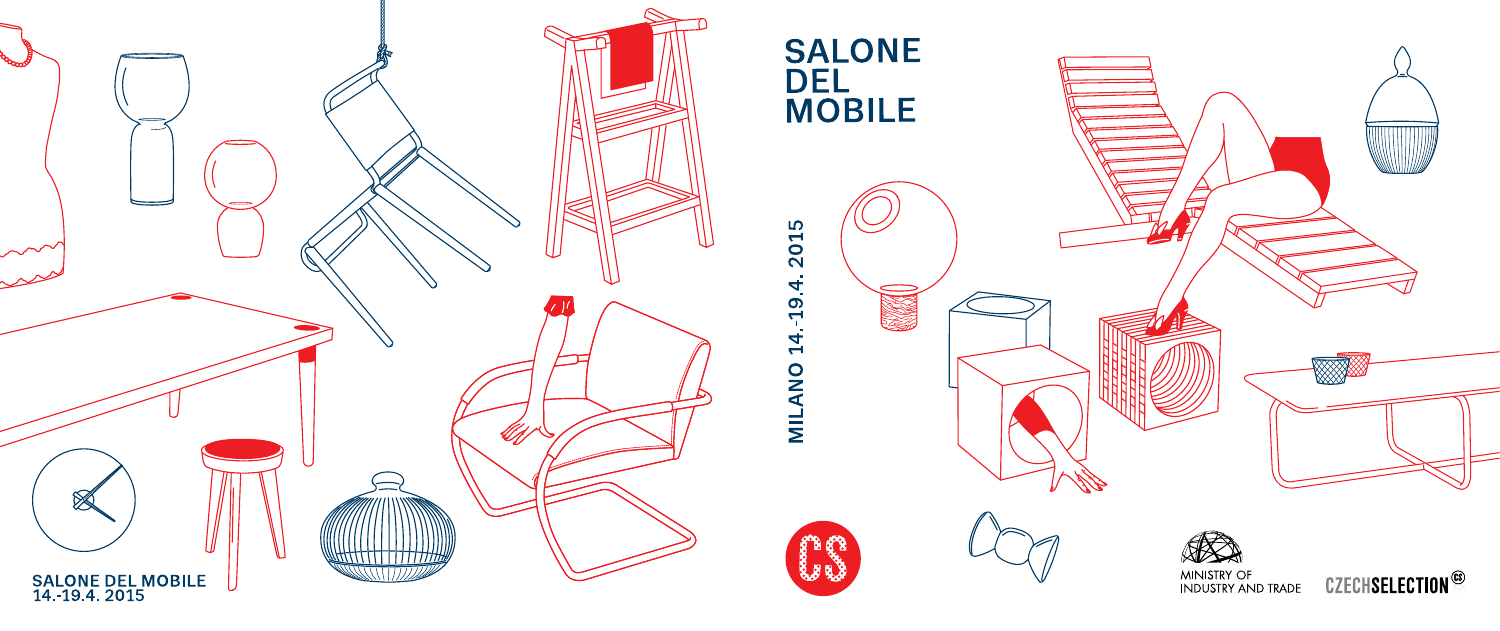# SALONE DEL MOBILE

MILANO 14.-19.4. 2015

SALONE DEL MOBILE
14.-19.4. 2015

CS

MINISTRY OF
INDUSTRY AND TRADE

CZECHSELECTION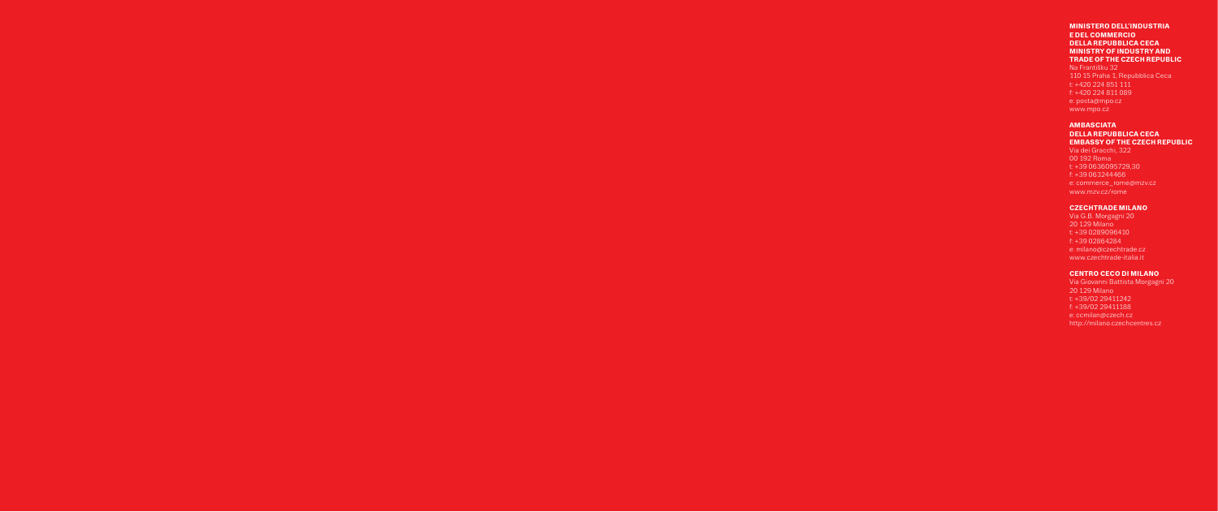**MINISTERO DELL'INDUSTRIA E DEL COMMERCIO DELLA REPUBBLICA CECA**
**MINISTRY OF INDUSTRY AND TRADE OF THE CZECH REPUBLIC**
Na Františku 32
110 15 Praha 1, Repubblica Ceca
t: +420 224 851 111
f: +420 224 811 089
e: posta@mpo.cz
www.mpo.cz

**AMBASCIATA DELLA REPUBBLICA CECA**
**EMBASSY OF THE CZECH REPUBLIC**
Via dei Gracchi, 322
00 192 Roma
t: +39 0636095729,30
f: +39 063244466
e: commerce_rome@mzv.cz
www.mzv.cz/rome

**CZECHTRADE MILANO**
Via G.B. Morgagni 20
20 129 Milano
t: +39 0289096410
f: +39 02864284
e: milano@czechtrade.cz
www.czechtrade-italia.it

**CENTRO CECO DI MILANO**
Via Giovanni Battista Morgagni 20
20 129 Milano
t: +39/02 29411242
f: +39/02 29411188
e: ccmilan@czech.cz
http://milano.czechcentres.cz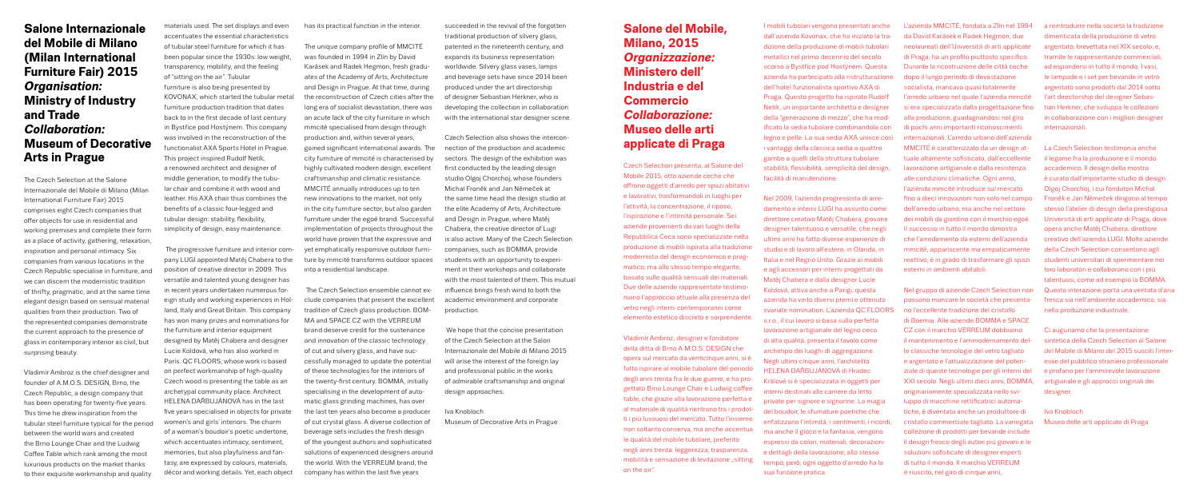# Salone Internazionale del Mobile di Milano (Milan International Furniture Fair) 2015
## *Organisation:* Ministry of Industry and Trade
## *Collaboration:* Museum of Decorative Arts in Prague

The Czech Selection at the Salone Internazionale del Mobile di Milano (Milan International Furniture Fair) 2015 comprises eight Czech companies that offer objects for use in residential and working premises and complete their form as a place of activity, gathering, relaxation, inspiration and personal intimacy. Six companies from various locations in the Czech Republic specialise in furniture, and we can discern the modernistic tradition of thrifty, pragmatic, and at the same time elegant design based on sensual material qualities from their production. Two of the represented companies demonstrate the current approach to the presence of glass in contemporary interior as civil, but surprising beauty.

Vladimír Ambroz is the chief designer and founder of A.M.O.S. DESIGN, Brno, the Czech Republic, a design company that has been operating for twenty-five years. This time he drew inspiration from the tubular steel furniture typical for the period between the world wars and created the Brno Lounge Chair and the Ludwig Coffee Table which rank among the most luxurious products on the market thanks to their exquisite workmanship and quality materials used. The set displays and even accentuates the essential characteristics of tubular steel furniture for which it has been popular since the 1930s: low weight, transparency, mobility, and the feeling of "sitting on the air". Tubular furniture is also being presented by KOVONAX, which started the tubular metal furniture production tradition that dates back to in the first decade of last century in Bystřice pod Hostýnem. This company was involved in the reconstruction of the functionalist AXA Sports Hotel in Prague. This project inspired Rudolf Netík, a renowned architect and designer of middle generation, to modify the tubular chair and combine it with wood and leather. His AXA chair thus combines the benefits of a classic four-legged and tubular design: stability, flexibility, simplicity of design, easy maintenance.

The progressive furniture and interior company LUGI appointed Matěj Chabera to the position of creative director in 2009. This versatile and talented young designer has in recent years undertaken numerous foreign study and working experiences in Holland, Italy and Great Britain. This company has won many prizes and nominations for the furniture and interior equipment designed by Matěj Chabera and designer Lucie Koldová, who has also worked in Paris. QC FLOORS, whose work is based on perfect workmanship of high-quality Czech wood is presenting the table as an archetypal community place. Architect HELENA DAŘBUJANOVÁ has in the last five years specialised in objects for private women's and girls' interiors. The charm of a woman's boudoir's poetic undertone, which accentuates intimacy, sentiment, memories, but also playfulness and fantasy, are expressed by colours, materials, décor and working details. Yet, each object has its practical function in the interior.

The unique company profile of MMCITÉ was founded in 1994 in Zlín by David Karásek and Radek Hegmon, fresh graduates of the Academy of Arts, Architecture and Design in Prague. At that time, during the reconstruction of Czech cities after the long era of socialist devastation, there was an acute lack of the city furniture in which mmcité specialised from design through production and, within several years, gained significant international awards. The city furniture of mmcité is characterised by highly cultivated modern design, excellent craftsmanship and climatic resistance. MMCITÉ annually introduces up to ten new innovations to the market, not only in the city furniture sector, but also garden furniture under the egoé brand. Successful implementation of projects throughout the world have proven that the expressive and yet emphatically responsive outdoor furniture by mmcité transforms outdoor spaces into a residential landscape.

The Czech Selection ensemble cannot exclude companies that present the excellent tradition of Czech glass production. BOMMA and SPACE CZ with the VERREUM brand deserve credit for the sustenance and innovation of the classic technology of cut and silvery glass, and have successfully managed to update the potential of these technologies for the interiors of the twenty-first century. BOMMA, initially specialising in the development of automatic glass grinding machines, has over the last ten years also become a producer of cut crystal glass. A diverse collection of beverage sets includes the fresh design of the youngest authors and sophisticated solutions of experienced designers around the world. With the VERREUM brand, the company has within the last five years succeeded in the revival of the forgotten traditional production of silvery glass, patented in the nineteenth century, and expands its business representation worldwide. Silvery glass vases, lamps and beverage sets have since 2014 been produced under the art directorship of designer Sebastian Herkner, who is developing the collection in collaboration with the international star designer scene.

Czech Selection also shows the interconnection of the production and academic sectors. The design of the exhibition was first conducted by the leading design studio Olgoj Chorchoj, whose founders Michal Froněk and Jan Němeček at the same time head the design studio at the elite Academy of Arts, Architecture and Design in Prague, where Matěj Chabera, the creative director of Lugi is also active. Many of the Czech Selection companies, such as BOMMA, provide students with an opportunity to experiment in their workshops and collaborate with the most talented of them. This mutual influence brings fresh wind to both the academic environment and corporate production.

We hope that the concise presentation of the Czech Selection at the Salon Internazionale del Mobile di Milano 2015 will arise the interest of the foreign lay and professional public in the works of admirable craftsmanship and original design approaches.

Iva Knobloch
Museum of Decorative Arts in Prague

# Salone del Mobile, Milano, 2015
## *Organizzazione:* Ministero dell' Industria e del Commercio
## *Collaborazione:* Museo delle arti applicate di Praga

Czech Selection presenta, al Salone del Mobile 2015, otto aziende ceche che offrono oggetti d'arredo per spazi abitativi e lavorativi, trasformandoli in luoghi per l'attività, la concentrazione, il riposo, l'ispirazione e l'intimità personale. Sei aziende provenienti da vari luoghi della Repubblica Ceca sono specializzate nella produzione di mobili ispirata alla tradizione modernista del design economico e pragmatico, ma allo stesso tempo elegante, basato sulle qualità sensuali dei materiali. Due delle aziende rappresentate testimoniano l'approccio attuale alla presenza del vetro negli interni contemporanei come elemento estetico discreto e sorprendente.

Vladimír Ambroz, designer e fondatore della ditta di Brno A.M.O.S. DESIGN che opera sul mercato da venticinque anni, si è fatto ispirare al mobile tubolare del periodo degli anni tenta fra le due guerre, e ha progettato Brno Lounge Chair e Ludwig coffee table, che grazie alla lavorazione perfetta e al materiale di qualità rientrano tra i prodotti più lussuosi del mercato. Tutto l'insieme non soltanto conserva, ma anche accentua le qualità del mobile tubolare, preferito negli anni trenta: leggerezza, trasparenza, mobilità e sensazione di levitazione „sitting on the air".

I mobili tubolari vengono presentati anche dall'azienda Kovonax, che ha iniziato la tradizione della produzione di mobili tubolari metallici nel primo decennio del secolo scorso a Bystřice pod Hostýnem. Questa azienda ha partecipato alla ristrutturazione dell'hotel funzionalista sportivo AXA di Praga. Questo progetto ha ispirato Rudolf Netík, un importante architetto e designer della "generazione di mezzo", che ha modificato la sedia tubolare combinandola con legno e pelle. La sua sedia AXA unisce così i vantaggi della classica sedia a quattro gambe a quelli della struttura tubolare: stabilità, flessibilità, semplicità del design, facilità di manutenzione.

Nel 2009, l'azienda progressista di arredamento e interni LUGI ha assunto come direttore creativo Matěj Chabera, giovane designer talentuoso e versatile, che negli ultimi anni ha fatto diverse esperienze di studio e di lavoro all'estero, in Olanda, in Italia e nel Regno Unito. Grazie ai mobili e agli accessori per interni progettati da Matěj Chabera e dalla designer Lucie Koldová, attiva anche a Parigi, questa azienda ha vinto diversi premi e ottenuto svariate nomination. L'azienda QC FLOORS s.r.o., il cui lavoro si basa sulla perfetta lavorazione artigianale del legno ceco di alta qualità, presenta il tavolo come archetipo dei luoghi di aggregazione. Negli ultimi cinque anni, l'architetto HELENA DAŘBUJANOVÁ di Hradec Králové si è specializzata in oggetti per interni destinati alle camere da letto private per signore e signorine. La magia del boudoir, le sfumature poetiche che enfatizzano l'intimità, i sentimenti, i ricordi, ma anche il gioco e la fantasia, vengono espressi da colori, materiali, decorazioni e dettagli della lavorazione; allo stesso tempo, però, ogni oggetto d'arredo ha la sua funzione pratica.

L'azienda MMCITÉ, fondata a Zlín nel 1994 da David Karásek e Radek Hegmon, due neolaureati dell'Università di arti applicate di Praga, ha un profilo piuttosto specifico. Durante la ricostruzione delle città ceche dopo il lungo periodo di devastazione socialista, mancava quasi totalmente l'arredo urbano nel quale l'azienda mmcité si era specializzata dalla progettazione fino alla produzione, guadagnandosi nel giro di pochi anni importanti riconoscimenti internazionali. L'arredo urbano dell'azienda MMCITÉ è caratterizzato da un design attuale altamente sofisticato, dall'eccellente lavorazione artigianale e dalla resistenza alle condizioni climatiche. Ogni anno, l'azienda mmcité introduce sul mercato fino a dieci innovazioni non solo nel campo dell'arredo urbano, ma anche nel settore dei mobili da giardino con il marchio egoé. Il successo in tutto il mondo dimostra che l'arredamento da esterni dell'azienda mmcité, appariscente ma empaticamente reattivo, è in grado di trasformare gli spazi esterni in ambienti abitabili.

Nel gruppo di aziende Czech Selection non possono mancare le società che presentano l'eccellente tradizione del cristallo di Boemia. Alle aziende BOMMA e SPACE CZ con il marchio VERREUM dobbiamo il mantenimento e l'ammodernamento delle classiche tecnologie del vetro tagliato e argentato e l'attualizzazione del potenziale di queste tecnologie per gli interni del XXI secolo. Negli ultimi dieci anni, BOMMA, originariamente specializzata nello sviluppo di macchine rettificatrici automatiche, è diventata anche un produttore di cristallo commerciale tagliato. La variegata collezione di prodotti per bevande include il design fresco degli autori più giovani e le soluzioni sofisticate di designer esperti di tutto il mondo. Il marchio VERREUM è riuscito, nel giro di cinque anni, a reintrodurre nella società la tradizione dimenticata della produzione di vetro argentato, brevettata nel XIX secolo, e, tramite le rappresentanze commerciali, ad espandersi in tutto il mondo. I vasi, le lampade e i set per bevande in vetro argentato sono prodotti dal 2014 sotto l'art directorship del designer Sebastian Herkner, che sviluppa le collezioni in collaborazione con i migliori designer internazionali.

La Czech Selection testimonia anche il legame fra la produzione e il mondo accademico. Il design della mostra è curato dall'importante studio di design Olgoj Chorchoj, i cui fondatori Michal Froněk e Jan Němeček dirigono al tempo stesso l'atelier di design della prestigiosa Università di arti applicate di Praga, dove opera anche Matěj Chabera, direttore creativo dell'azienda LUGI. Molte aziende della Czech Selection consentono agli studenti universitari di sperimentare nei loro laboratori e collaborano con i più talentuosi, come ad esempio la BOMMA. Questa interazione porta una ventata d'aria fresca sia nell'ambiente accademico, sia nella produzione industriale.

Ci auguriamo che la presentazione sintetica della Czech Selection al Salone del Mobile di Milano del 2015 susciti l'interesse del pubblico straniero professionale e profano per l'ammirevole lavorazione artigianale e gli approcci originali dei designer.

Iva Knobloch
Museo delle arti applicate di Praga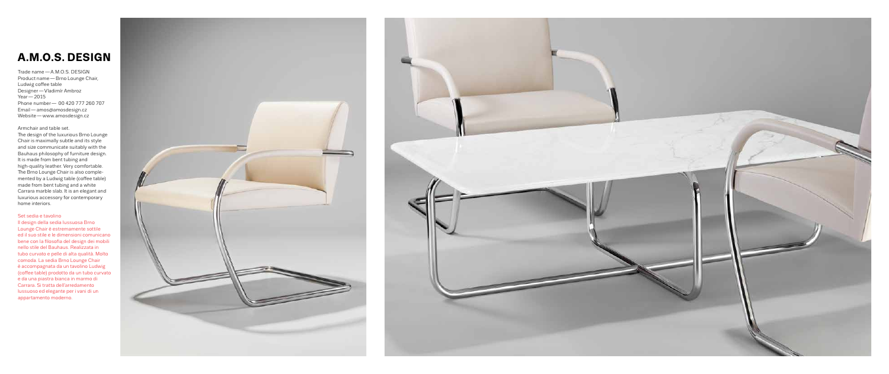# A.M.O.S. DESIGN

Trade name — A.M.O.S. DESIGN
Product name — Brno Lounge Chair, Ludwig coffee table
Designer — Vladimír Ambroz
Year — 2015
Phone number — 00 420 777 260 707
Email — amos@amosdesign.cz
Website — www.amosdesign.cz

Armchair and table set.
The design of the luxurious Brno Lounge Chair is maximally subtle and its style and size communicate suitably with the Bauhaus philosophy of furniture design. It is made from bent tubing and high-quality leather. Very comfortable. The Brno Lounge Chair is also complemented by a Ludwig table (coffee table) made from bent tubing and a white Carrara marble slab. It is an elegant and luxurious accessory for contemporary home interiors.

Set sedia e tavolino
Il design della sedia lussuosa Brno Lounge Chair è estremamente sottile ed il suo stile e le dimensioni comunicano bene con la filosofia del design dei mobili nello stile del Bauhaus. Realizzata in tubo curvato e pelle di alta qualità. Molto comoda. La sedia Brno Lounge Chair è accompagnata da un tavolino Ludwig (coffee table) prodotto da un tubo curvato e da una piastra bianca in marmo di Carrara. Si tratta dell'arredamento lussuoso ed elegante per i vani di un appartamento moderno.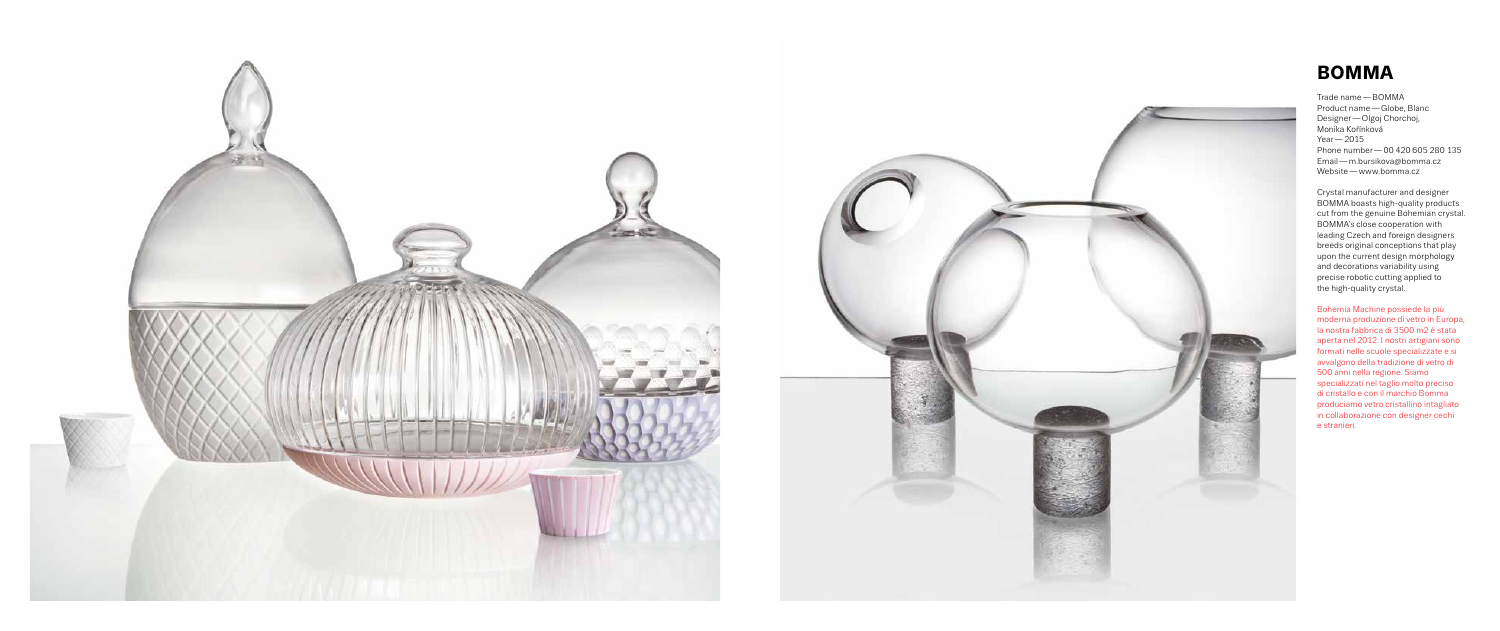## BOMMA

Trade name — BOMMA
Product name — Globe, Blanc
Designer — Olgoj Chorchoj, Monika Kořínková
Year — 2015
Phone number — 00 420 605 280 135
Email — m.bursikova@bomma.cz
Website — www.bomma.cz

Crystal manufacturer and designer BOMMA boasts high-quality products cut from the genuine Bohemian crystal. BOMMA's close cooperation with leading Czech and foreign designers breeds original conceptions that play upon the current design morphology and decorations variability using precise robotic cutting applied to the high-quality crystal.

Bohemia Machine possiede la più moderna produzione di vetro in Europa, la nostra fabbrica di 3500 m2 è stata aperta nel 2012. I nostri artigiani sono formati nelle scuole specializzate e si avvalgono della tradizione di vetro di 500 anni nella regione. Siamo specializzati nel taglio molto preciso di cristallo e con il marchio Bomma produciamo vetro cristallino intagliato in collaborazione con designer cechi e stranieri.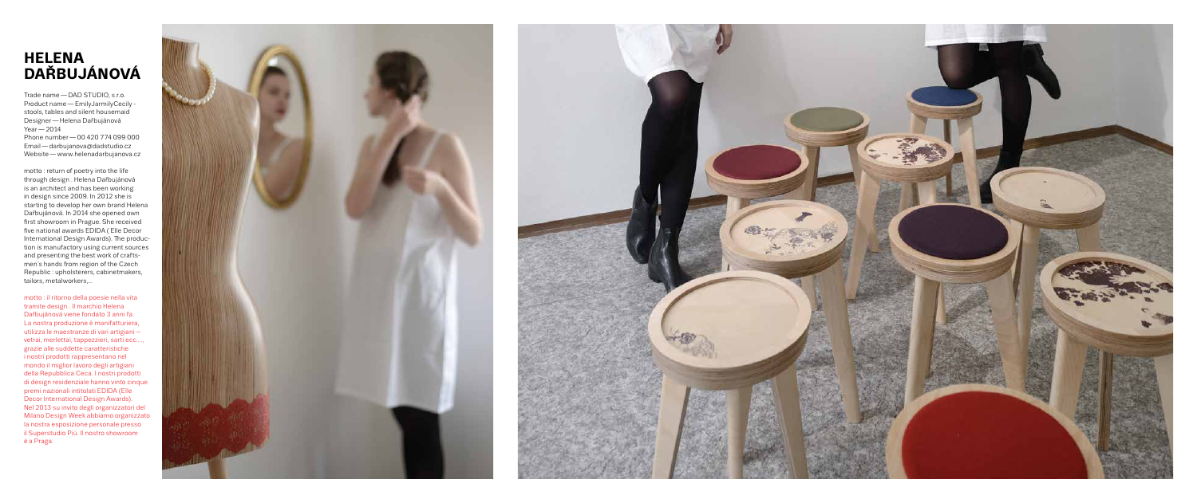# HELENA DAŘBUJÁNOVÁ

Trade name — DAD STUDIO, s.r.o.
Product name — EmilyJarmilyCecily - stools, tables and silent housemaid
Designer — Helena Dařbujánová
Year — 2014
Phone number — 00 420 774 099 000
Email — darbujanova@dadstudio.cz
Website — www.helenadarbujanova.cz

motto : return of poetry into the life through design . Helena Dařbujánová is an architect and has been working in design since 2009. In 2012 she is starting to develop her own brand Helena Dařbujánová. In 2014 she opened own first showroom in Prague. She received five national awards EDIDA ( Elle Decor International Design Awards). The production is manufactory using current sources and presenting the best work of craftsmen´s hands from region of the Czech Republic : upholsterers, cabinetmakers, tailors, metalworkers,...

motto : il ritorno della poesie nella vita tramite design . Il marchio Helena Dařbujánová viene fondato 3 anni fa. La nostra produzione é manifatturiera, utilizza le maestranze di vari artigiani – vetrai, merlettai, tappezzieri, sarti ecc…, grazie alle suddette caratteristiche i nostri prodotti rappresentano nel mondo il miglior lavoro degli artigiani della Repubblica Ceca. I nostri prodotti di design residenziale hanno vinto cinque premi nazionali intitolati EDIDA (Elle Decor International Design Awards). Nel 2013 su invito degli organizzatori del Milano Design Week abbiamo organizzato la nostra esposizione personale presso il Superstudio Più. Il nostro showroom è a Praga.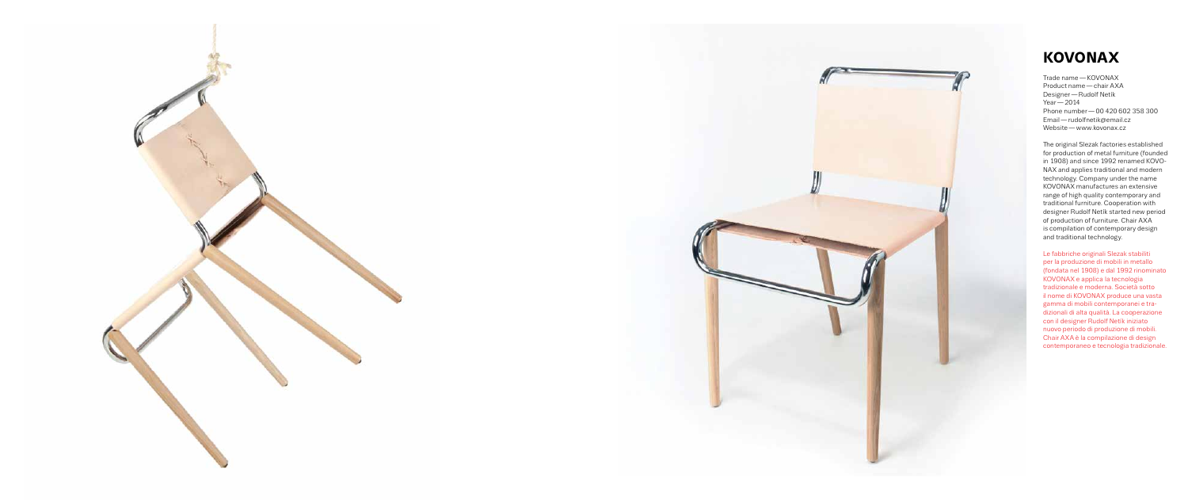## KOVONAX

Trade name — KOVONAX
Product name — chair AXA
Designer — Rudolf Netík
Year — 2014
Phone number — 00 420 602 358 300
Email — rudolfnetik@email.cz
Website — www.kovonax.cz

The original Slezak factories established for production of metal furniture (founded in 1908) and since 1992 renamed KOVONAX and applies traditional and modern technology. Company under the name KOVONAX manufactures an extensive range of high quality contemporary and traditional furniture. Cooperation with designer Rudolf Netík started new period of production of furniture. Chair AXA is compilation of contemporary design and traditional technology.

Le fabbriche originali Slezak stabiliti per la produzione di mobili in metallo (fondata nel 1908) e dal 1992 rinominato KOVONAX e applica la tecnologia tradizionale e moderna. Società sotto il nome di KOVONAX produce una vasta gamma di mobili contemporanei e tradizionali di alta qualità. La cooperazione con il designer Rudolf Netík iniziato nuovo periodo di produzione di mobili. Chair AXA è la compilazione di design contemporaneo e tecnologia tradizionale.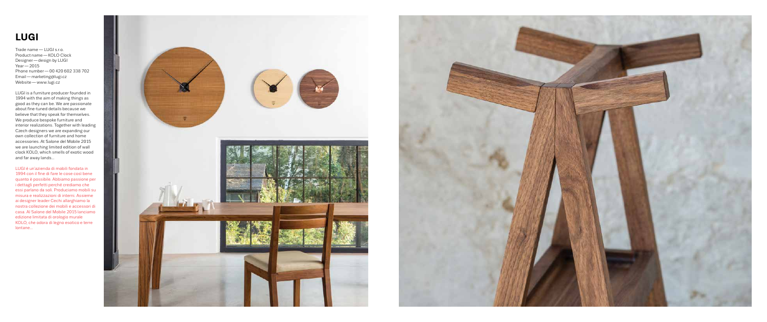# LUGI

Trade name — LUGI s.r.o.
Product name — KOLO Clock
Designer — design by LUGI
Year — 2015
Phone number — 00 420 602 338 702
Email — marketing@lugi.cz
Website — www.lugi.cz

LUGI is a furniture producer founded in 1994 with the aim of making things as good as they can be. We are passionate about fine-tuned details because we believe that they speak for themselves. We produce bespoke furniture and interior realizations. Together with leading Czech designers we are expanding our own collection of furniture and home accessories. At Salone del Mobile 2015 we are launching limited edition of wall clock KOLO, which smells of exotic wood and far away lands...

LUGI è un'azienda di mobili fondata in 1994 con il fine di fare le cose così bene quanto è possibile. Abbiamo passione per i dettagli perfetti perché crediamo che essi parlano da soli. Produciamo mobili su misura e realizzazioni di interni. Assieme ai designer leader Cechi allarghiamo la nostra collezione dei mobili e accessori di casa. Al Salone del Mobile 2015 lanciamo edizione limitata di orologio murale KOLO, che odora di legno esotico e terre lontane...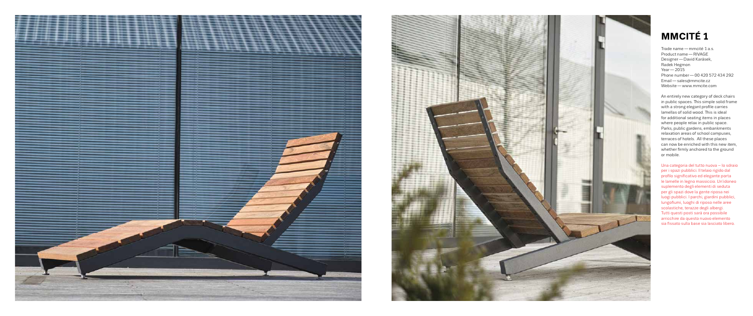# MMCITÉ 1

Trade name — mmcité 1 a.s.
Product name — RIVAGE
Designer — David Karásek, Radek Hegmon
Year — 2015
Phone number — 00 420 572 434 292
Email — sales@mmcite.cz
Website — www.mmcite.com

An entirely new category of deck chairs in public spaces. This simple solid frame with a strong elegant profile carries lamellas of solid wood. This is ideal for additional seating items in places where people relax in public space. Parks, public gardens, embankments relaxation areas of school campuses, terraces of hotels. All these places can now be enriched with this new item, whether firmly anchored to the ground or mobile.

Una categoria del tutto nuova – lo sdraio per i spazi pubblici. Il telaio rigido dal profilo significativo ed elegante porta le lamelle in legno massiccio. Un'idoneo suplemento degli elementi di seduta per gli spazi dove la gente riposa nei luoghi pubblici. I parchi, giardini pubblici, lungofiumi, luoghi di riposo nelle aree scolastiche, terazze degli alberghi. Tutti questi posti sarà ora possibile arricchire da questo nuovo elemento sia fissato sulla base sia lasciato libero.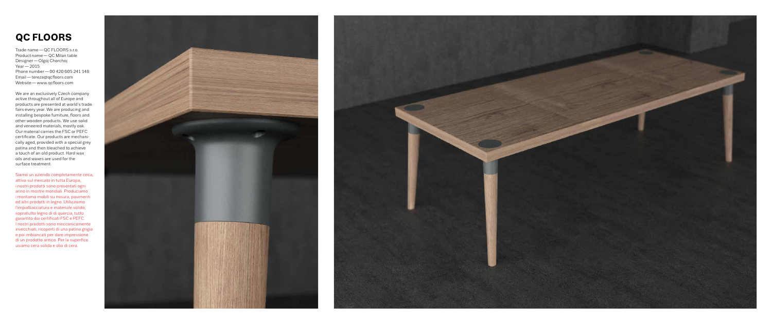# QC FLOORS

Trade name — QC FLOORS s.r.o.
Product name — QC Milan table
Designer — Olgoj Chorchoj
Year — 2015
Phone number — 00 420 605 241 148
Email — tereza@qcfloors.com
Website — www.qcfloors.com

We are an exclusively Czech company active throughout all of Europe and products are presented at world´s trade fairs every year. We are producing and installing bespoke furniture, floors and other wooden products. We use solid and veneered materials, mostly oak. Our material carries the FSC or PEFC certificate. Our products are mechanically aged, provided with a special grey patina and then bleached to achieve a touch of an old product. Hard wax oils and waxes are used for the surface treatment.

Siamo un azienda completamente ceca, attiva sul mercato in tutta Europa, i nostri prodotti sono presentati ogni anno in mostre mondiali. Produciamo i montamo mobili su misura, pavimenti ed altri prodotti in legno. Utilizziamo l'impiallicciatura e materiale solido, sopratutto legno di di quercia, tutto garantito dai certificati FSC e PEFC. I nostri prodotti sono meccanicamente invecchiati, ricoperti di una patina grigia e poi imbiancati per dare impressione di un prodotto antico. Per la superfice usiamo cera solida e olio di cera.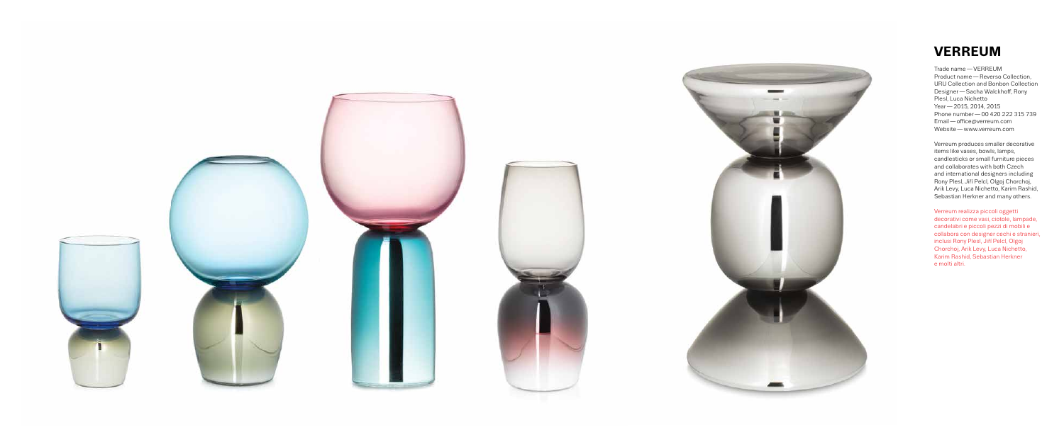## VERREUM

Trade name — VERREUM
Product name — Reverso Collection, URU Collection and Bonbon Collection
Designer — Sacha Walckhoff, Rony Plesl, Luca Nichetto
Year — 2015, 2014, 2015
Phone number — 00 420 222 315 739
Email — office@verreum.com
Website — www.verreum.com

Verreum produces smaller decorative items like vases, bowls, lamps, candlesticks or small furniture pieces and collaborates with both Czech and international designers including Rony Plesl, Jiří Pelcl, Olgoj Chorchoj, Arik Levy, Luca Nichetto, Karim Rashid, Sebastian Herkner and many others.

Verreum realizza piccoli oggetti decorativi come vasi, ciotole, lampade, candelabri e piccoli pezzi di mobili e collabora con designer cechi e stranieri, inclusi Rony Plesl, Jiří Pelcl, Olgoj Chorchoj, Arik Levy, Luca Nichetto, Karim Rashid, Sebastian Herkner e molti altri.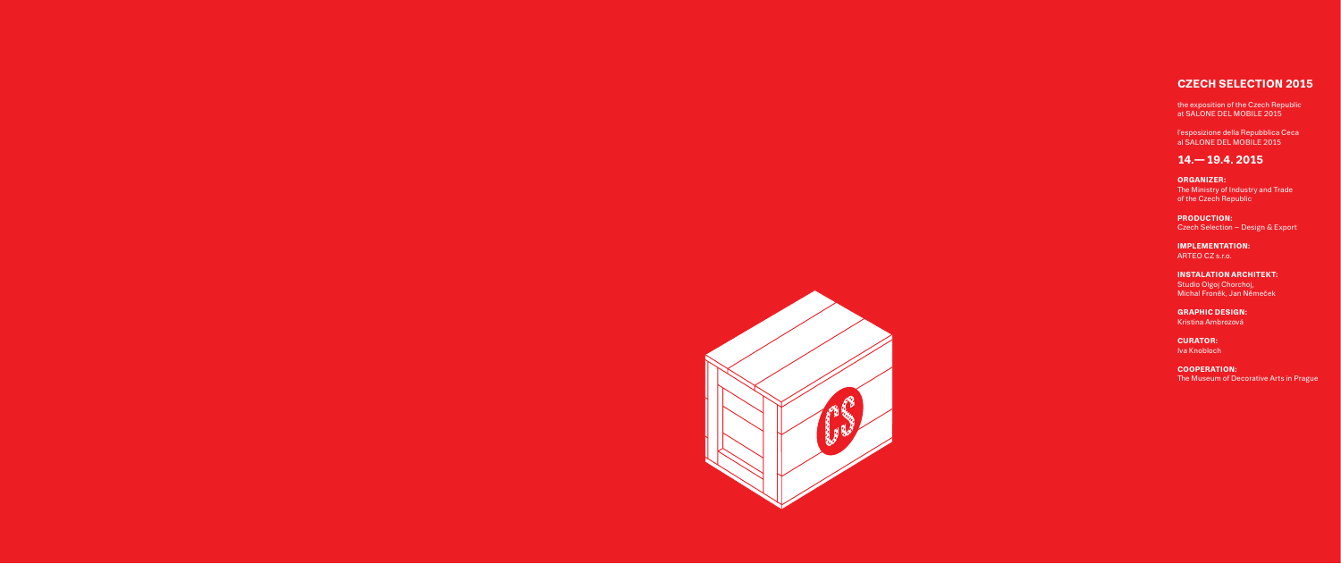## CZECH SELECTION 2015

the exposition of the Czech Republic
at SALONE DEL MOBILE 2015

l'esposizione della Repubblica Ceca
al SALONE DEL MOBILE 2015

## 14.— 19.4. 2015

**ORGANIZER:**
The Ministry of Industry and Trade
of the Czech Republic

**PRODUCTION:**
Czech Selection – Design & Export

**IMPLEMENTATION:**
ARTEO CZ s.r.o.

**INSTALATION ARCHITEKT:**
Studio Olgoj Chorchoj,
Michal Froněk, Jan Němeček

**GRAPHIC DESIGN:**
Kristina Ambrozová

**CURATOR:**
Iva Knobloch

**COOPERATION:**
The Museum of Decorative Arts in Prague